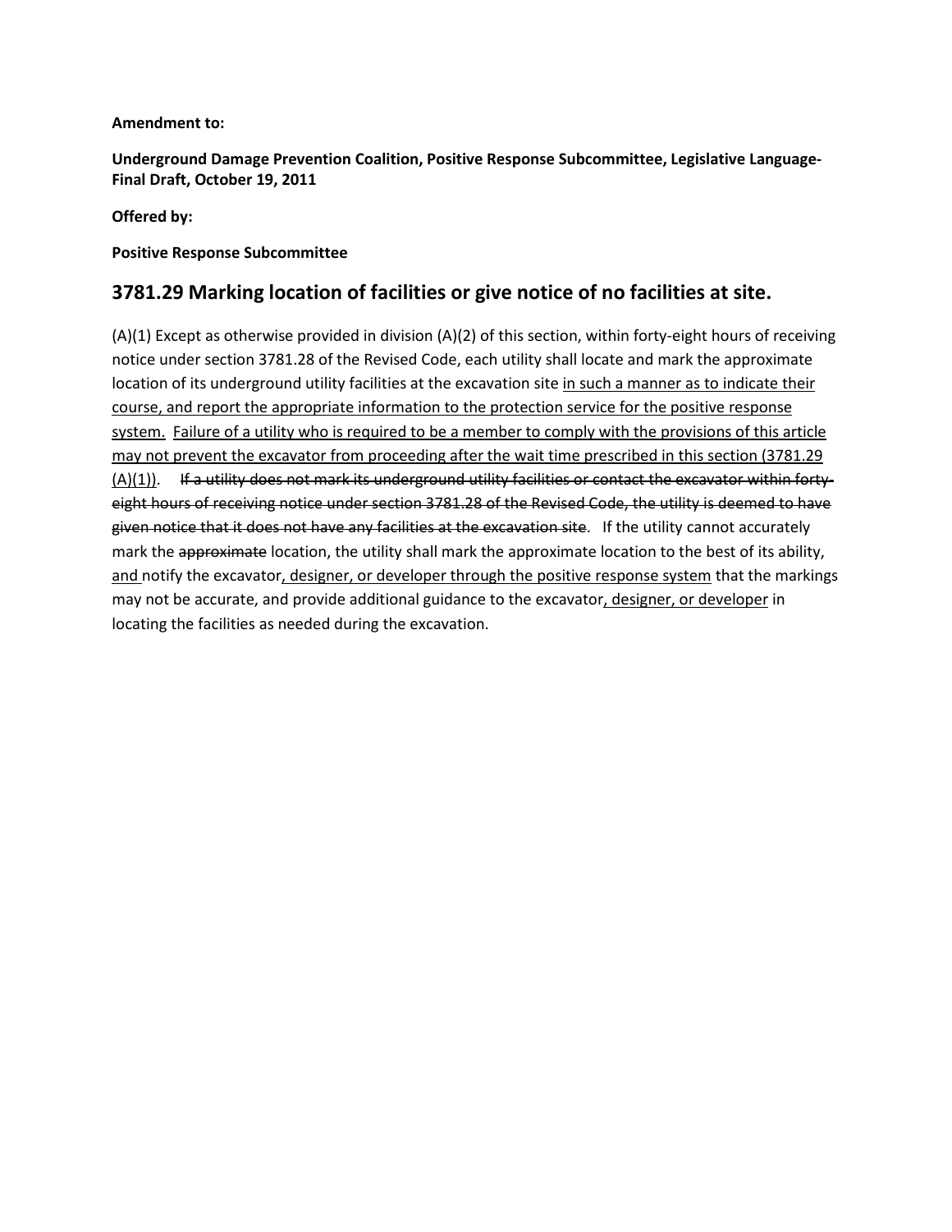**Amendment to:**

**Underground Damage Prevention Coalition, Positive Response Subcommittee, Legislative Language-Final Draft, October 19, 2011**

**Offered by:**

**Positive Response Subcommittee**

## 3781.29 Marking location of facilities or give notice of no facilities at site.

(A)(1) Except as otherwise provided in division (A)(2) of this section, within forty-eight hours of receiving notice under section 3781.28 of the Revised Code, each utility shall locate and mark the approximate location of its underground utility facilities at the excavation site <u>in such a manner as to indicate their course, and report the appropriate information to the protection service for the positive response system.</u> <u>Failure of a utility who is required to be a member to comply with the provisions of this article may not prevent the excavator from proceeding after the wait time prescribed in this section (3781.29 (A)(1))</u>. ~~If a utility does not mark its underground utility facilities or contact the excavator within forty-eight hours of receiving notice under section 3781.28 of the Revised Code, the utility is deemed to have given notice that it does not have any facilities at the excavation site~~. If the utility cannot accurately mark the ~~approximate~~ location, the utility shall mark the approximate location to the best of its ability, <u>and</u> notify the excavator<u>, designer, or developer through the positive response system</u> that the markings may not be accurate, and provide additional guidance to the excavator<u>, designer, or developer</u> in locating the facilities as needed during the excavation.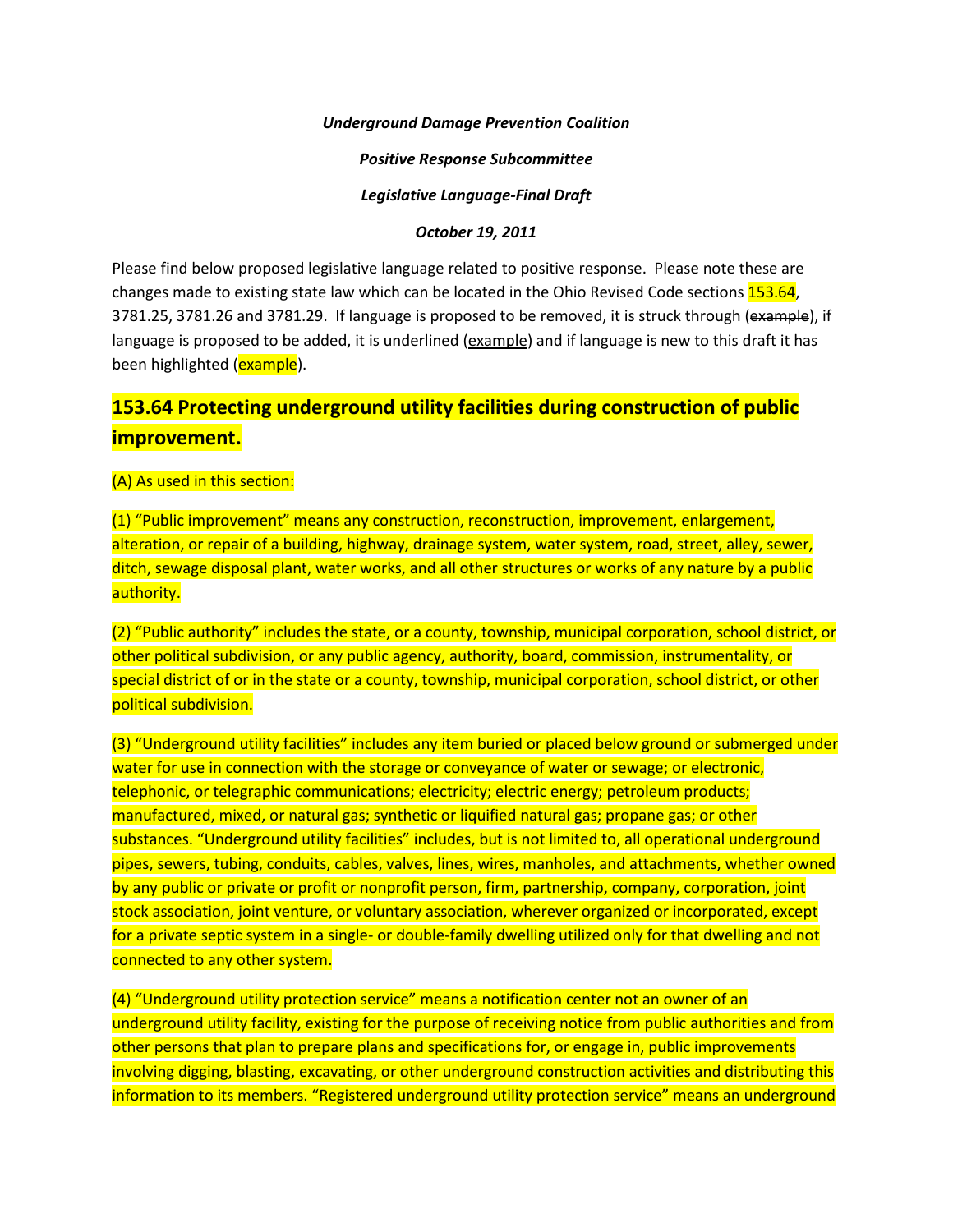***Underground Damage Prevention Coalition***

***Positive Response Subcommittee***

***Legislative Language-Final Draft***

***October 19, 2011***

Please find below proposed legislative language related to positive response. Please note these are changes made to existing state law which can be located in the Ohio Revised Code sections 153.64, 3781.25, 3781.26 and 3781.29. If language is proposed to be removed, it is struck through (~~example~~), if language is proposed to be added, it is underlined (<u>example</u>) and if language is new to this draft it has been highlighted (example).

## 153.64 Protecting underground utility facilities during construction of public improvement.

(A) As used in this section:

(1) "Public improvement" means any construction, reconstruction, improvement, enlargement, alteration, or repair of a building, highway, drainage system, water system, road, street, alley, sewer, ditch, sewage disposal plant, water works, and all other structures or works of any nature by a public authority.

(2) "Public authority" includes the state, or a county, township, municipal corporation, school district, or other political subdivision, or any public agency, authority, board, commission, instrumentality, or special district of or in the state or a county, township, municipal corporation, school district, or other political subdivision.

(3) "Underground utility facilities" includes any item buried or placed below ground or submerged under water for use in connection with the storage or conveyance of water or sewage; or electronic, telephonic, or telegraphic communications; electricity; electric energy; petroleum products; manufactured, mixed, or natural gas; synthetic or liquified natural gas; propane gas; or other substances. "Underground utility facilities" includes, but is not limited to, all operational underground pipes, sewers, tubing, conduits, cables, valves, lines, wires, manholes, and attachments, whether owned by any public or private or profit or nonprofit person, firm, partnership, company, corporation, joint stock association, joint venture, or voluntary association, wherever organized or incorporated, except for a private septic system in a single- or double-family dwelling utilized only for that dwelling and not connected to any other system.

(4) "Underground utility protection service" means a notification center not an owner of an underground utility facility, existing for the purpose of receiving notice from public authorities and from other persons that plan to prepare plans and specifications for, or engage in, public improvements involving digging, blasting, excavating, or other underground construction activities and distributing this information to its members. "Registered underground utility protection service" means an underground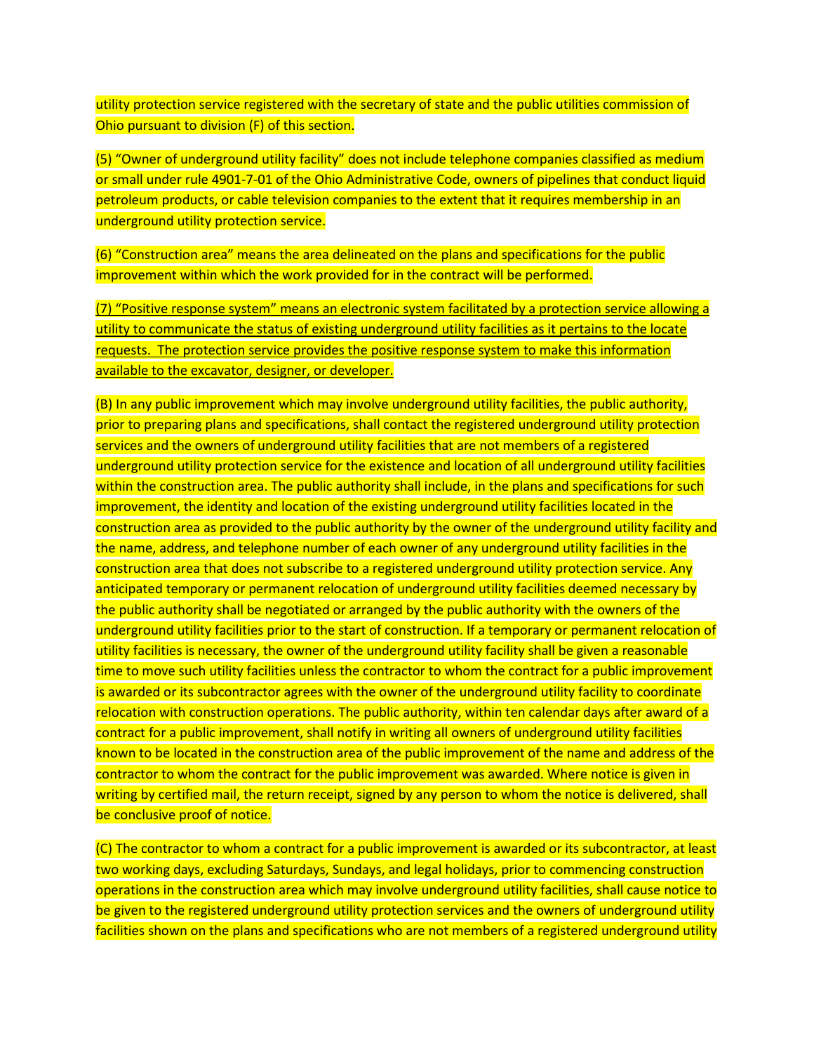utility protection service registered with the secretary of state and the public utilities commission of Ohio pursuant to division (F) of this section.

(5) "Owner of underground utility facility" does not include telephone companies classified as medium or small under rule 4901-7-01 of the Ohio Administrative Code, owners of pipelines that conduct liquid petroleum products, or cable television companies to the extent that it requires membership in an underground utility protection service.

(6) "Construction area" means the area delineated on the plans and specifications for the public improvement within which the work provided for in the contract will be performed.

<u>(7) "Positive response system" means an electronic system facilitated by a protection service allowing a utility to communicate the status of existing underground utility facilities as it pertains to the locate requests. The protection service provides the positive response system to make this information available to the excavator, designer, or developer.</u>

(B) In any public improvement which may involve underground utility facilities, the public authority, prior to preparing plans and specifications, shall contact the registered underground utility protection services and the owners of underground utility facilities that are not members of a registered underground utility protection service for the existence and location of all underground utility facilities within the construction area. The public authority shall include, in the plans and specifications for such improvement, the identity and location of the existing underground utility facilities located in the construction area as provided to the public authority by the owner of the underground utility facility and the name, address, and telephone number of each owner of any underground utility facilities in the construction area that does not subscribe to a registered underground utility protection service. Any anticipated temporary or permanent relocation of underground utility facilities deemed necessary by the public authority shall be negotiated or arranged by the public authority with the owners of the underground utility facilities prior to the start of construction. If a temporary or permanent relocation of utility facilities is necessary, the owner of the underground utility facility shall be given a reasonable time to move such utility facilities unless the contractor to whom the contract for a public improvement is awarded or its subcontractor agrees with the owner of the underground utility facility to coordinate relocation with construction operations. The public authority, within ten calendar days after award of a contract for a public improvement, shall notify in writing all owners of underground utility facilities known to be located in the construction area of the public improvement of the name and address of the contractor to whom the contract for the public improvement was awarded. Where notice is given in writing by certified mail, the return receipt, signed by any person to whom the notice is delivered, shall be conclusive proof of notice.

(C) The contractor to whom a contract for a public improvement is awarded or its subcontractor, at least two working days, excluding Saturdays, Sundays, and legal holidays, prior to commencing construction operations in the construction area which may involve underground utility facilities, shall cause notice to be given to the registered underground utility protection services and the owners of underground utility facilities shown on the plans and specifications who are not members of a registered underground utility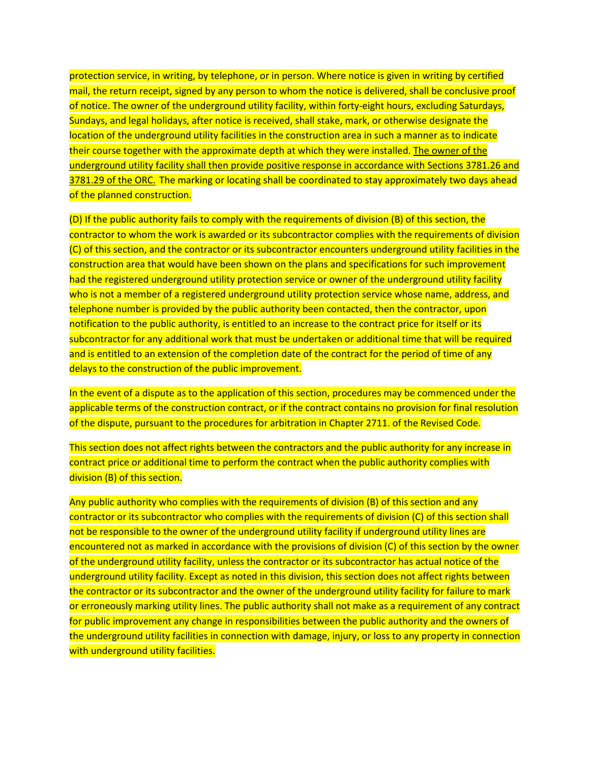protection service, in writing, by telephone, or in person. Where notice is given in writing by certified mail, the return receipt, signed by any person to whom the notice is delivered, shall be conclusive proof of notice. The owner of the underground utility facility, within forty-eight hours, excluding Saturdays, Sundays, and legal holidays, after notice is received, shall stake, mark, or otherwise designate the location of the underground utility facilities in the construction area in such a manner as to indicate their course together with the approximate depth at which they were installed. <u>The owner of the underground utility facility shall then provide positive response in accordance with Sections 3781.26 and 3781.29 of the ORC.</u> The marking or locating shall be coordinated to stay approximately two days ahead of the planned construction.

(D) If the public authority fails to comply with the requirements of division (B) of this section, the contractor to whom the work is awarded or its subcontractor complies with the requirements of division (C) of this section, and the contractor or its subcontractor encounters underground utility facilities in the construction area that would have been shown on the plans and specifications for such improvement had the registered underground utility protection service or owner of the underground utility facility who is not a member of a registered underground utility protection service whose name, address, and telephone number is provided by the public authority been contacted, then the contractor, upon notification to the public authority, is entitled to an increase to the contract price for itself or its subcontractor for any additional work that must be undertaken or additional time that will be required and is entitled to an extension of the completion date of the contract for the period of time of any delays to the construction of the public improvement.

In the event of a dispute as to the application of this section, procedures may be commenced under the applicable terms of the construction contract, or if the contract contains no provision for final resolution of the dispute, pursuant to the procedures for arbitration in Chapter 2711. of the Revised Code.

This section does not affect rights between the contractors and the public authority for any increase in contract price or additional time to perform the contract when the public authority complies with division (B) of this section.

Any public authority who complies with the requirements of division (B) of this section and any contractor or its subcontractor who complies with the requirements of division (C) of this section shall not be responsible to the owner of the underground utility facility if underground utility lines are encountered not as marked in accordance with the provisions of division (C) of this section by the owner of the underground utility facility, unless the contractor or its subcontractor has actual notice of the underground utility facility. Except as noted in this division, this section does not affect rights between the contractor or its subcontractor and the owner of the underground utility facility for failure to mark or erroneously marking utility lines. The public authority shall not make as a requirement of any contract for public improvement any change in responsibilities between the public authority and the owners of the underground utility facilities in connection with damage, injury, or loss to any property in connection with underground utility facilities.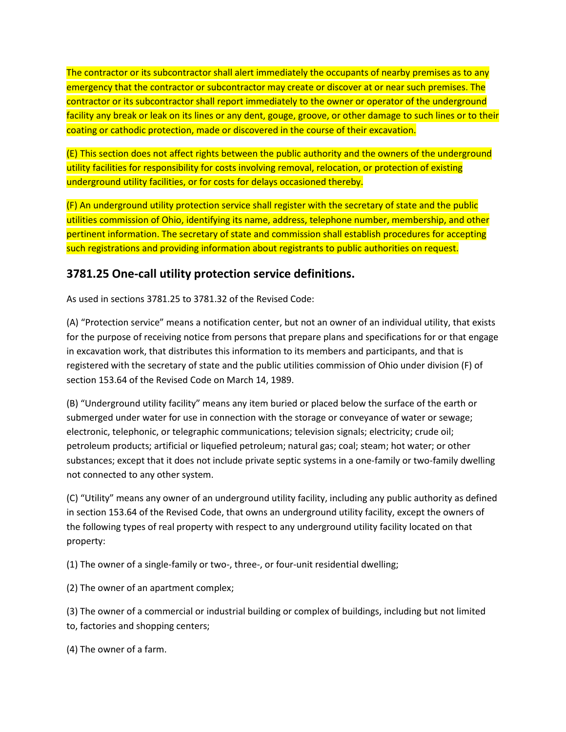The contractor or its subcontractor shall alert immediately the occupants of nearby premises as to any emergency that the contractor or subcontractor may create or discover at or near such premises. The contractor or its subcontractor shall report immediately to the owner or operator of the underground facility any break or leak on its lines or any dent, gouge, groove, or other damage to such lines or to their coating or cathodic protection, made or discovered in the course of their excavation.

(E) This section does not affect rights between the public authority and the owners of the underground utility facilities for responsibility for costs involving removal, relocation, or protection of existing underground utility facilities, or for costs for delays occasioned thereby.

(F) An underground utility protection service shall register with the secretary of state and the public utilities commission of Ohio, identifying its name, address, telephone number, membership, and other pertinent information. The secretary of state and commission shall establish procedures for accepting such registrations and providing information about registrants to public authorities on request.

## 3781.25 One-call utility protection service definitions.

As used in sections 3781.25 to 3781.32 of the Revised Code:

(A) “Protection service” means a notification center, but not an owner of an individual utility, that exists for the purpose of receiving notice from persons that prepare plans and specifications for or that engage in excavation work, that distributes this information to its members and participants, and that is registered with the secretary of state and the public utilities commission of Ohio under division (F) of section 153.64 of the Revised Code on March 14, 1989.

(B) “Underground utility facility” means any item buried or placed below the surface of the earth or submerged under water for use in connection with the storage or conveyance of water or sewage; electronic, telephonic, or telegraphic communications; television signals; electricity; crude oil; petroleum products; artificial or liquefied petroleum; natural gas; coal; steam; hot water; or other substances; except that it does not include private septic systems in a one-family or two-family dwelling not connected to any other system.

(C) “Utility” means any owner of an underground utility facility, including any public authority as defined in section 153.64 of the Revised Code, that owns an underground utility facility, except the owners of the following types of real property with respect to any underground utility facility located on that property:

(1) The owner of a single-family or two-, three-, or four-unit residential dwelling;

(2) The owner of an apartment complex;

(3) The owner of a commercial or industrial building or complex of buildings, including but not limited to, factories and shopping centers;

(4) The owner of a farm.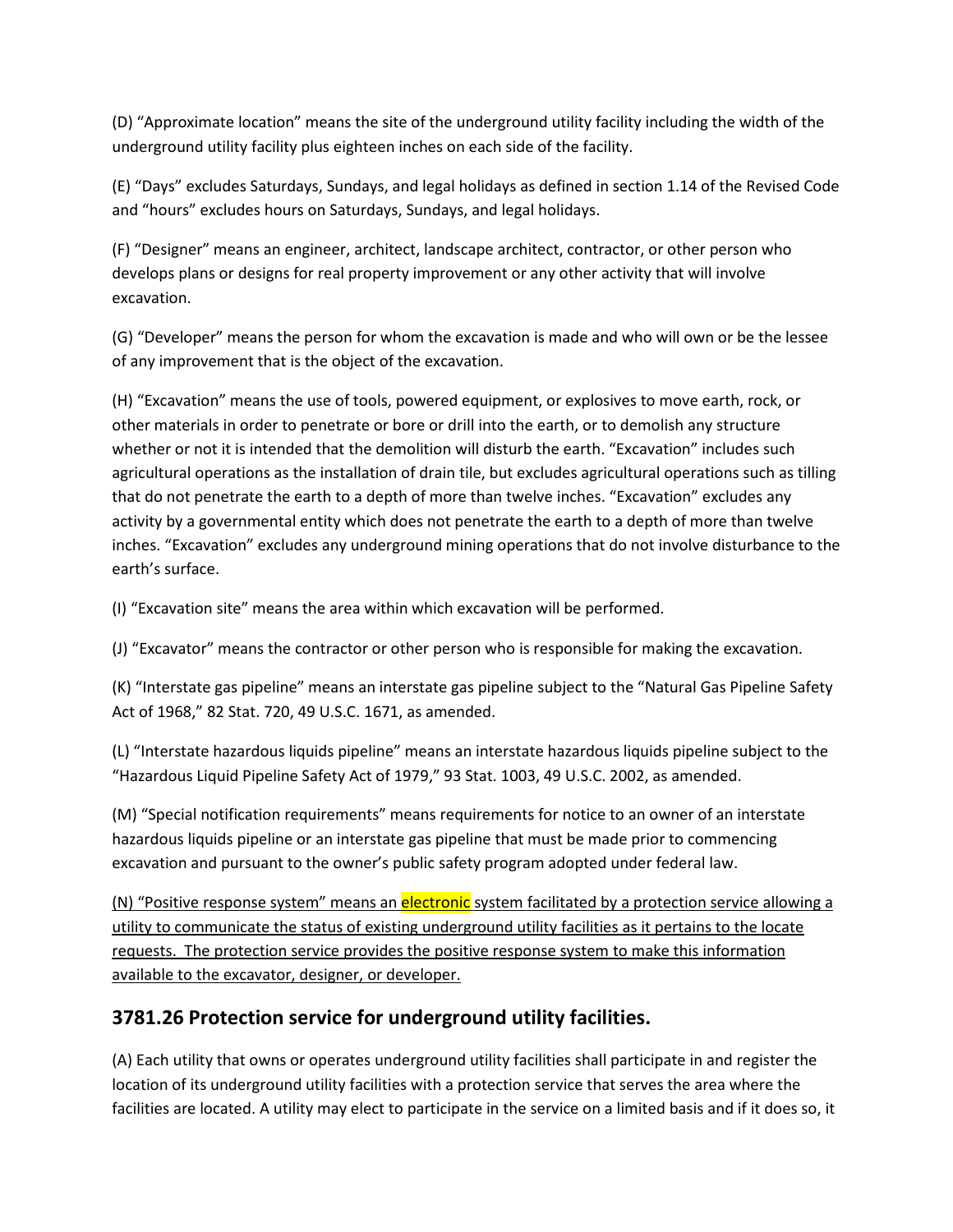(D) "Approximate location" means the site of the underground utility facility including the width of the underground utility facility plus eighteen inches on each side of the facility.

(E) "Days" excludes Saturdays, Sundays, and legal holidays as defined in section 1.14 of the Revised Code and "hours" excludes hours on Saturdays, Sundays, and legal holidays.

(F) "Designer" means an engineer, architect, landscape architect, contractor, or other person who develops plans or designs for real property improvement or any other activity that will involve excavation.

(G) "Developer" means the person for whom the excavation is made and who will own or be the lessee of any improvement that is the object of the excavation.

(H) "Excavation" means the use of tools, powered equipment, or explosives to move earth, rock, or other materials in order to penetrate or bore or drill into the earth, or to demolish any structure whether or not it is intended that the demolition will disturb the earth. "Excavation" includes such agricultural operations as the installation of drain tile, but excludes agricultural operations such as tilling that do not penetrate the earth to a depth of more than twelve inches. "Excavation" excludes any activity by a governmental entity which does not penetrate the earth to a depth of more than twelve inches. "Excavation" excludes any underground mining operations that do not involve disturbance to the earth's surface.

(I) "Excavation site" means the area within which excavation will be performed.

(J) "Excavator" means the contractor or other person who is responsible for making the excavation.

(K) "Interstate gas pipeline" means an interstate gas pipeline subject to the "Natural Gas Pipeline Safety Act of 1968," 82 Stat. 720, 49 U.S.C. 1671, as amended.

(L) "Interstate hazardous liquids pipeline" means an interstate hazardous liquids pipeline subject to the "Hazardous Liquid Pipeline Safety Act of 1979," 93 Stat. 1003, 49 U.S.C. 2002, as amended.

(M) "Special notification requirements" means requirements for notice to an owner of an interstate hazardous liquids pipeline or an interstate gas pipeline that must be made prior to commencing excavation and pursuant to the owner's public safety program adopted under federal law.

<u>(N) "Positive response system" means an electronic system facilitated by a protection service allowing a utility to communicate the status of existing underground utility facilities as it pertains to the locate requests. The protection service provides the positive response system to make this information available to the excavator, designer, or developer.</u>

## 3781.26 Protection service for underground utility facilities.

(A) Each utility that owns or operates underground utility facilities shall participate in and register the location of its underground utility facilities with a protection service that serves the area where the facilities are located. A utility may elect to participate in the service on a limited basis and if it does so, it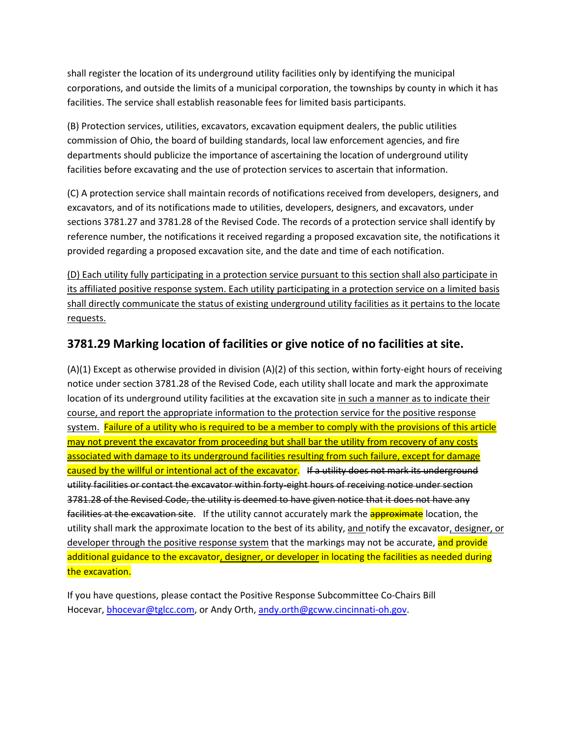shall register the location of its underground utility facilities only by identifying the municipal corporations, and outside the limits of a municipal corporation, the townships by county in which it has facilities. The service shall establish reasonable fees for limited basis participants.

(B) Protection services, utilities, excavators, excavation equipment dealers, the public utilities commission of Ohio, the board of building standards, local law enforcement agencies, and fire departments should publicize the importance of ascertaining the location of underground utility facilities before excavating and the use of protection services to ascertain that information.

(C) A protection service shall maintain records of notifications received from developers, designers, and excavators, and of its notifications made to utilities, developers, designers, and excavators, under sections 3781.27 and 3781.28 of the Revised Code. The records of a protection service shall identify by reference number, the notifications it received regarding a proposed excavation site, the notifications it provided regarding a proposed excavation site, and the date and time of each notification.

<u>(D) Each utility fully participating in a protection service pursuant to this section shall also participate in its affiliated positive response system. Each utility participating in a protection service on a limited basis shall directly communicate the status of existing underground utility facilities as it pertains to the locate requests.</u>

## 3781.29 Marking location of facilities or give notice of no facilities at site.

(A)(1) Except as otherwise provided in division (A)(2) of this section, within forty-eight hours of receiving notice under section 3781.28 of the Revised Code, each utility shall locate and mark the approximate location of its underground utility facilities at the excavation site <u>in such a manner as to indicate their course, and report the appropriate information to the protection service for the positive response system.</u> <u>Failure of a utility who is required to be a member to comply with the provisions of this article may not prevent the excavator from proceeding but shall bar the utility from recovery of any costs associated with damage to its underground facilities resulting from such failure, except for damage caused by the willful or intentional act of the excavator</u>. ~~If a utility does not mark its underground utility facilities or contact the excavator within forty-eight hours of receiving notice under section 3781.28 of the Revised Code, the utility is deemed to have given notice that it does not have any facilities at the excavation site~~. If the utility cannot accurately mark the ~~approximate~~ location, the utility shall mark the approximate location to the best of its ability, <u>and</u> notify the excavator<u>, designer, or developer through the positive response system</u> that the markings may not be accurate, and provide additional guidance to the excavator<u>, designer, or developer</u> in locating the facilities as needed during the excavation.

If you have questions, please contact the Positive Response Subcommittee Co-Chairs Bill Hocevar, bhocevar@tglcc.com, or Andy Orth, andy.orth@gcww.cincinnati-oh.gov.